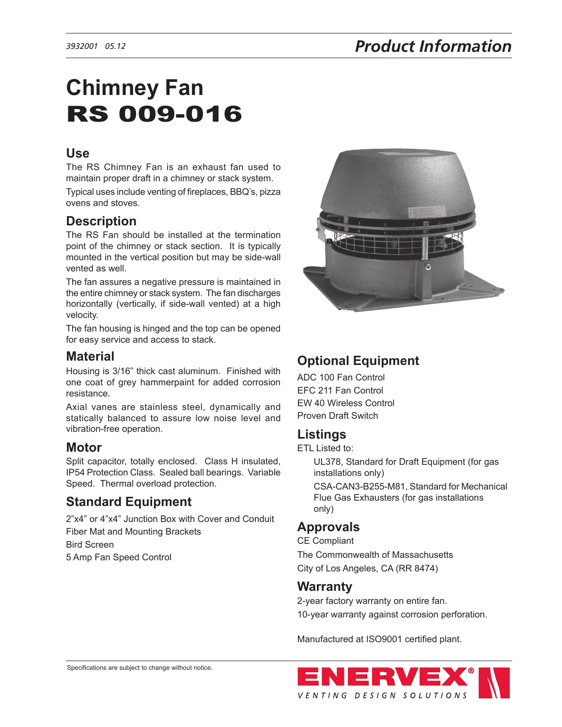# Chimney Fan
# RS 009-016

## Use

The RS Chimney Fan is an exhaust fan used to maintain proper draft in a chimney or stack system.

Typical uses include venting of fireplaces, BBQ's, pizza ovens and stoves.

## Description

The RS Fan should be installed at the termination point of the chimney or stack section. It is typically mounted in the vertical position but may be side-wall vented as well.

The fan assures a negative pressure is maintained in the entire chimney or stack system. The fan discharges horizontally (vertically, if side-wall vented) at a high velocity.

The fan housing is hinged and the top can be opened for easy service and access to stack.

## Material

Housing is 3/16" thick cast aluminum. Finished with one coat of grey hammerpaint for added corrosion resistance.

Axial vanes are stainless steel, dynamically and statically balanced to assure low noise level and vibration-free operation.

## Motor

Split capacitor, totally enclosed. Class H insulated, IP54 Protection Class. Sealed ball bearings. Variable Speed. Thermal overload protection.

## Standard Equipment

2"x4" or 4"x4" Junction Box with Cover and Conduit
Fiber Mat and Mounting Brackets
Bird Screen
5 Amp Fan Speed Control

## Optional Equipment

ADC 100 Fan Control
EFC 211 Fan Control
EW 40 Wireless Control
Proven Draft Switch

## Listings

ETL Listed to:

- UL378, Standard for Draft Equipment (for gas installations only)
- CSA-CAN3-B255-M81, Standard for Mechanical Flue Gas Exhausters (for gas installations only)

## Approvals

CE Compliant
The Commonwealth of Massachusetts
City of Los Angeles, CA (RR 8474)

## Warranty

2-year factory warranty on entire fan.
10-year warranty against corrosion perforation.

Manufactured at ISO9001 certified plant.

Specifications are subject to change without notice.

ENERVEX® VENTING DESIGN SOLUTIONS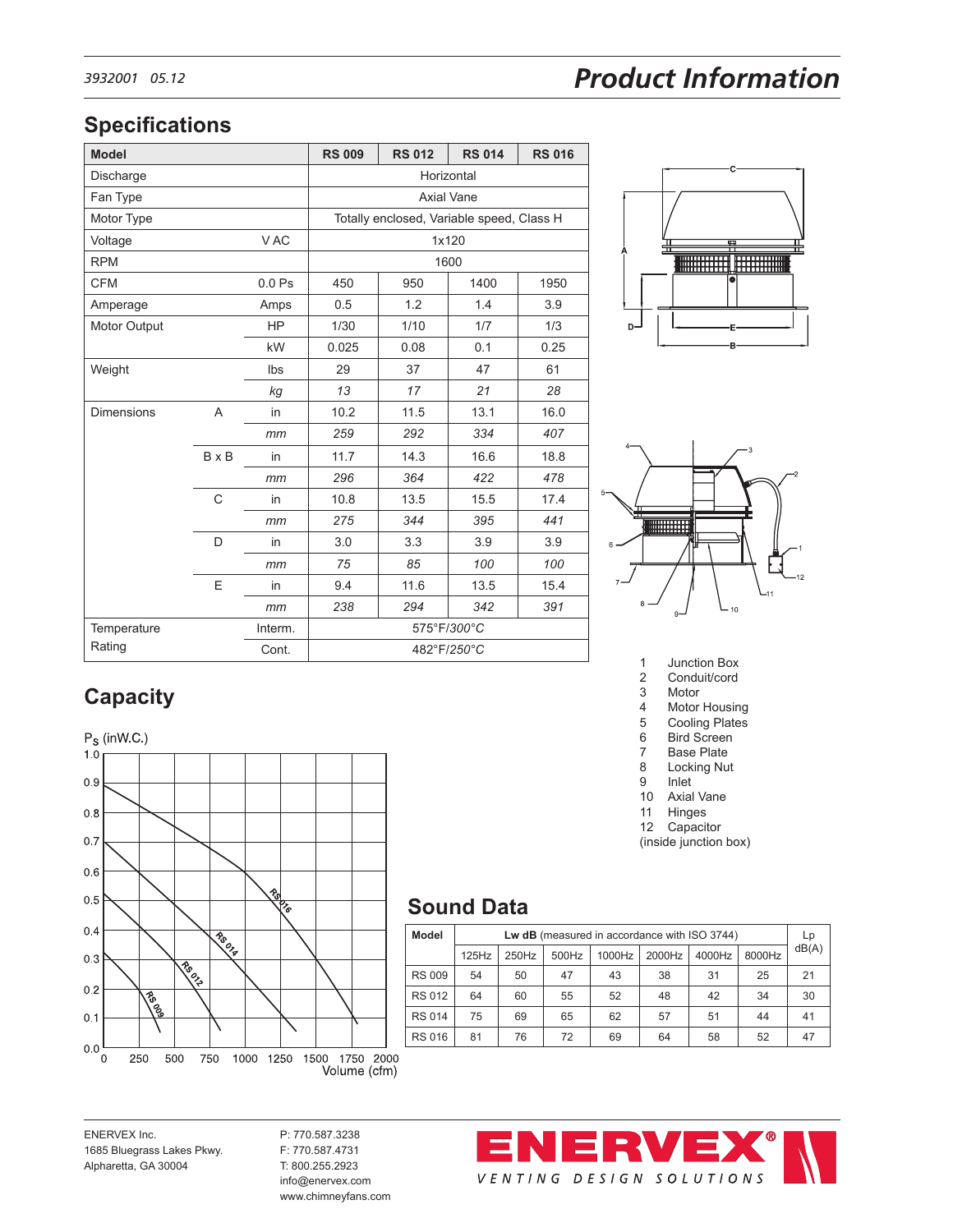3932001 05.12

# Product Information

## Specifications

| Model | | | RS 009 | RS 012 | RS 014 | RS 016 |
|---|---|---|---|---|---|---|
| Discharge | | | Horizontal | | | |
| Fan Type | | | Axial Vane | | | |
| Motor Type | | | Totally enclosed, Variable speed, Class H | | | |
| Voltage | | V AC | 1x120 | | | |
| RPM | | | 1600 | | | |
| CFM | | 0.0 Ps | 450 | 950 | 1400 | 1950 |
| Amperage | | Amps | 0.5 | 1.2 | 1.4 | 3.9 |
| Motor Output | | HP | 1/30 | 1/10 | 1/7 | 1/3 |
| | | kW | 0.025 | 0.08 | 0.1 | 0.25 |
| Weight | | lbs | 29 | 37 | 47 | 61 |
| | | *kg* | *13* | *17* | *21* | *28* |
| Dimensions | A | in | 10.2 | 11.5 | 13.1 | 16.0 |
| | | *mm* | *259* | *292* | *334* | *407* |
| | B x B | in | 11.7 | 14.3 | 16.6 | 18.8 |
| | | *mm* | *296* | *364* | *422* | *478* |
| | C | in | 10.8 | 13.5 | 15.5 | 17.4 |
| | | *mm* | *275* | *344* | *395* | *441* |
| | D | in | 3.0 | 3.3 | 3.9 | 3.9 |
| | | *mm* | *75* | *85* | *100* | *100* |
| | E | in | 9.4 | 11.6 | 13.5 | 15.4 |
| | | *mm* | *238* | *294* | *342* | *391* |
| Temperature Rating | | Interm. | 575°F/*300°C* | | | |
| | | Cont. | 482°F/*250°C* | | | |

C
A
D
E
B

1 Junction Box
2 Conduit/cord
3 Motor
4 Motor Housing
5 Cooling Plates
6 Bird Screen
7 Base Plate
8 Locking Nut
9 Inlet
10 Axial Vane
11 Hinges
12 Capacitor (inside junction box)

## Capacity

$P_S$ (inW.C.)

1.0
0.9
0.8
0.7
0.6
0.5
0.4
0.3
0.2
0.1
0.0

0 250 500 750 1000 1250 1500 1750 2000

Volume (cfm)

RS 016
RS 014
RS 012
RS 009

## Sound Data

| Model | Lw dB (measured in accordance with ISO 3744) | | | | | | | Lp dB(A) |
|---|---|---|---|---|---|---|---|---|
| | 125Hz | 250Hz | 500Hz | 1000Hz | 2000Hz | 4000Hz | 8000Hz | |
| RS 009 | 54 | 50 | 47 | 43 | 38 | 31 | 25 | 21 |
| RS 012 | 64 | 60 | 55 | 52 | 48 | 42 | 34 | 30 |
| RS 014 | 75 | 69 | 65 | 62 | 57 | 51 | 44 | 41 |
| RS 016 | 81 | 76 | 72 | 69 | 64 | 58 | 52 | 47 |

ENERVEX Inc.
1685 Bluegrass Lakes Pkwy.
Alpharetta, GA 30004

P: 770.587.3238
F: 770.587.4731
T: 800.255.2923
info@enervex.com
www.chimneyfans.com

ENERVEX®
VENTING DESIGN SOLUTIONS